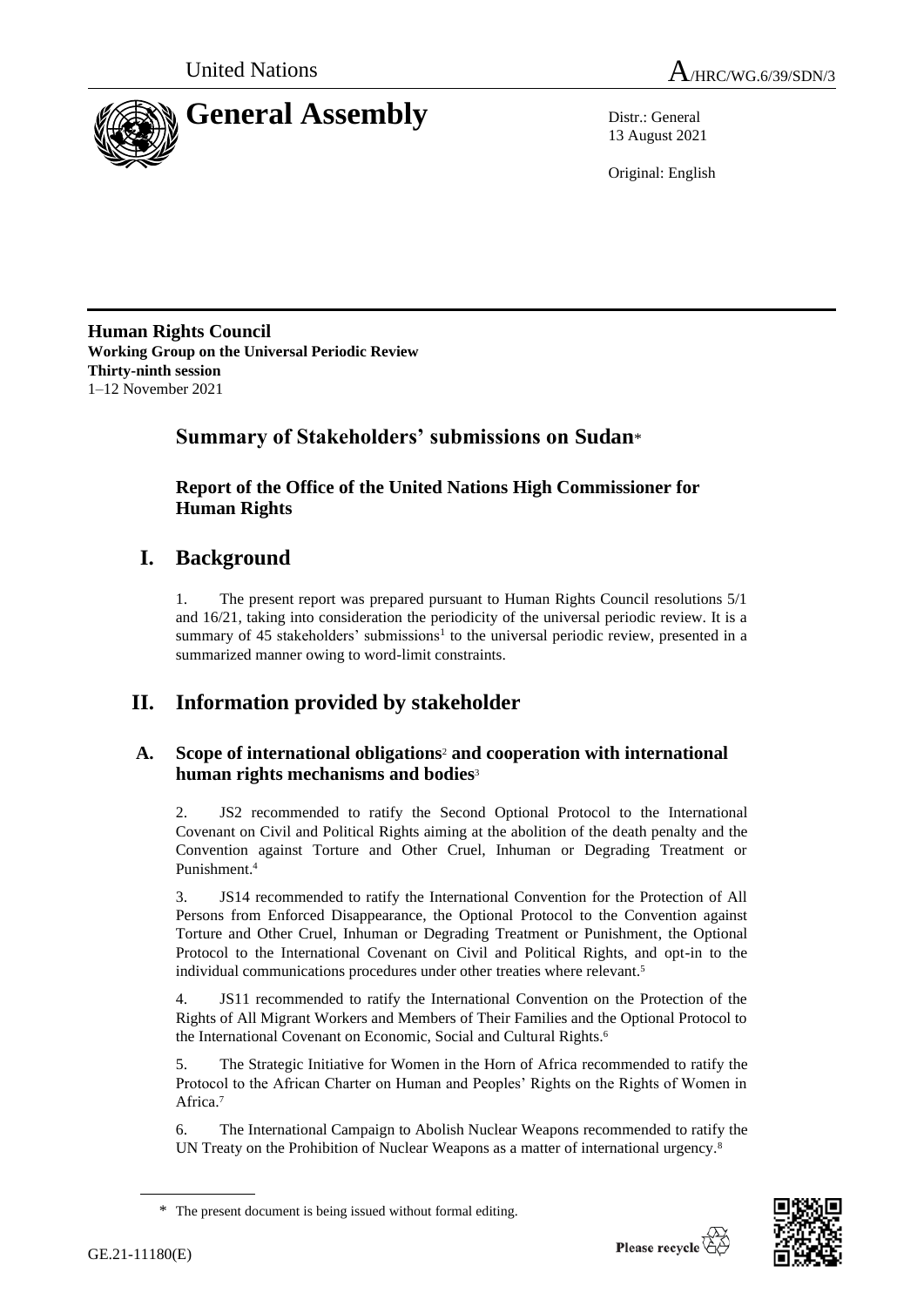United Nations A/HRC/WG.6/39/SDN/3

# General Assembly

Distr.: General
13 August 2021

Original: English

**Human Rights Council**
**Working Group on the Universal Periodic Review**
**Thirty-ninth session**
1–12 November 2021

## Summary of Stakeholders' submissions on Sudan*

### Report of the Office of the United Nations High Commissioner for Human Rights

## I. Background

1. The present report was prepared pursuant to Human Rights Council resolutions 5/1 and 16/21, taking into consideration the periodicity of the universal periodic review. It is a summary of 45 stakeholders' submissions[1] to the universal periodic review, presented in a summarized manner owing to word-limit constraints.

## II. Information provided by stakeholder

### A. Scope of international obligations[2] and cooperation with international human rights mechanisms and bodies[3]

2. JS2 recommended to ratify the Second Optional Protocol to the International Covenant on Civil and Political Rights aiming at the abolition of the death penalty and the Convention against Torture and Other Cruel, Inhuman or Degrading Treatment or Punishment.[4]

3. JS14 recommended to ratify the International Convention for the Protection of All Persons from Enforced Disappearance, the Optional Protocol to the Convention against Torture and Other Cruel, Inhuman or Degrading Treatment or Punishment, the Optional Protocol to the International Covenant on Civil and Political Rights, and opt-in to the individual communications procedures under other treaties where relevant.[5]

4. JS11 recommended to ratify the International Convention on the Protection of the Rights of All Migrant Workers and Members of Their Families and the Optional Protocol to the International Covenant on Economic, Social and Cultural Rights.[6]

5. The Strategic Initiative for Women in the Horn of Africa recommended to ratify the Protocol to the African Charter on Human and Peoples' Rights on the Rights of Women in Africa.[7]

6. The International Campaign to Abolish Nuclear Weapons recommended to ratify the UN Treaty on the Prohibition of Nuclear Weapons as a matter of international urgency.[8]

---

\* The present document is being issued without formal editing.

GE.21-11180(E)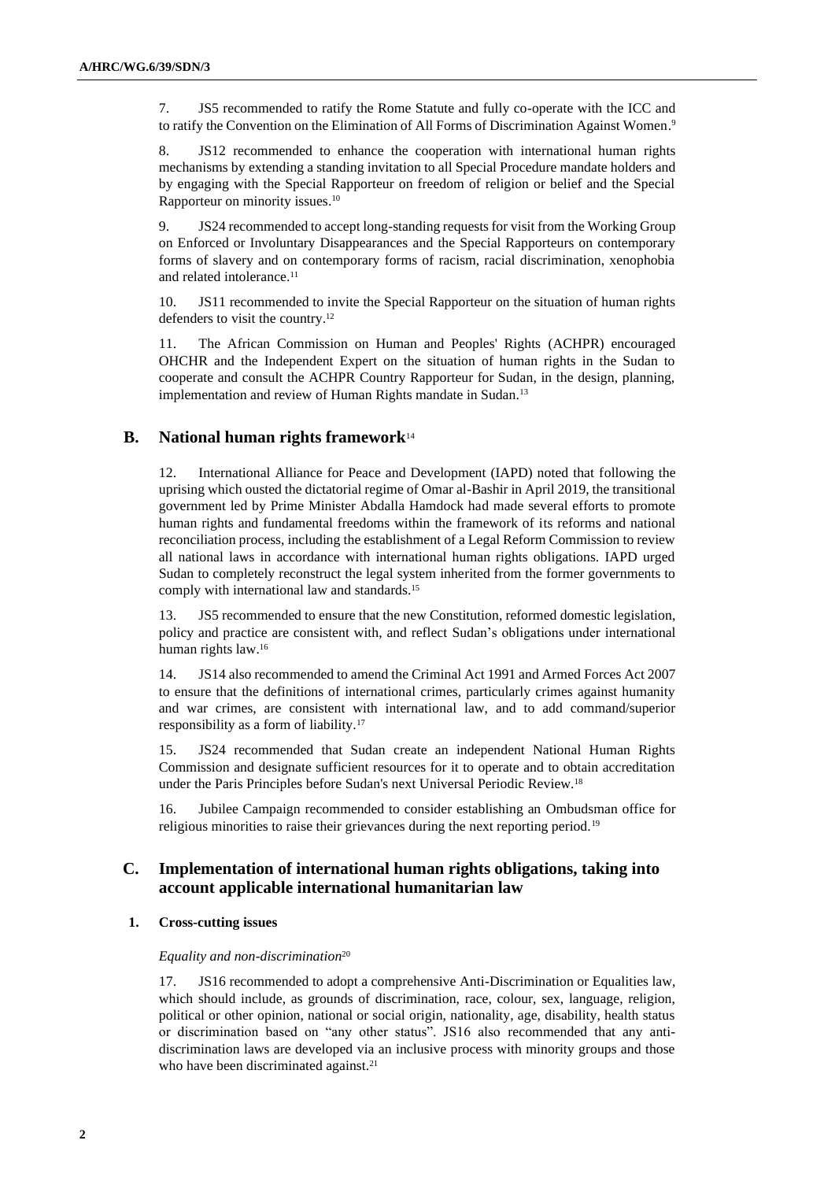7. JS5 recommended to ratify the Rome Statute and fully co-operate with the ICC and to ratify the Convention on the Elimination of All Forms of Discrimination Against Women.[9]

8. JS12 recommended to enhance the cooperation with international human rights mechanisms by extending a standing invitation to all Special Procedure mandate holders and by engaging with the Special Rapporteur on freedom of religion or belief and the Special Rapporteur on minority issues.[10]

9. JS24 recommended to accept long-standing requests for visit from the Working Group on Enforced or Involuntary Disappearances and the Special Rapporteurs on contemporary forms of slavery and on contemporary forms of racism, racial discrimination, xenophobia and related intolerance.[11]

10. JS11 recommended to invite the Special Rapporteur on the situation of human rights defenders to visit the country.[12]

11. The African Commission on Human and Peoples' Rights (ACHPR) encouraged OHCHR and the Independent Expert on the situation of human rights in the Sudan to cooperate and consult the ACHPR Country Rapporteur for Sudan, in the design, planning, implementation and review of Human Rights mandate in Sudan.[13]

## B. National human rights framework[14]

12. International Alliance for Peace and Development (IAPD) noted that following the uprising which ousted the dictatorial regime of Omar al-Bashir in April 2019, the transitional government led by Prime Minister Abdalla Hamdock had made several efforts to promote human rights and fundamental freedoms within the framework of its reforms and national reconciliation process, including the establishment of a Legal Reform Commission to review all national laws in accordance with international human rights obligations. IAPD urged Sudan to completely reconstruct the legal system inherited from the former governments to comply with international law and standards.[15]

13. JS5 recommended to ensure that the new Constitution, reformed domestic legislation, policy and practice are consistent with, and reflect Sudan's obligations under international human rights law.[16]

14. JS14 also recommended to amend the Criminal Act 1991 and Armed Forces Act 2007 to ensure that the definitions of international crimes, particularly crimes against humanity and war crimes, are consistent with international law, and to add command/superior responsibility as a form of liability.[17]

15. JS24 recommended that Sudan create an independent National Human Rights Commission and designate sufficient resources for it to operate and to obtain accreditation under the Paris Principles before Sudan's next Universal Periodic Review.[18]

16. Jubilee Campaign recommended to consider establishing an Ombudsman office for religious minorities to raise their grievances during the next reporting period.[19]

## C. Implementation of international human rights obligations, taking into account applicable international humanitarian law

### 1. Cross-cutting issues

*Equality and non-discrimination*[20]

17. JS16 recommended to adopt a comprehensive Anti-Discrimination or Equalities law, which should include, as grounds of discrimination, race, colour, sex, language, religion, political or other opinion, national or social origin, nationality, age, disability, health status or discrimination based on "any other status". JS16 also recommended that any anti-discrimination laws are developed via an inclusive process with minority groups and those who have been discriminated against.[21]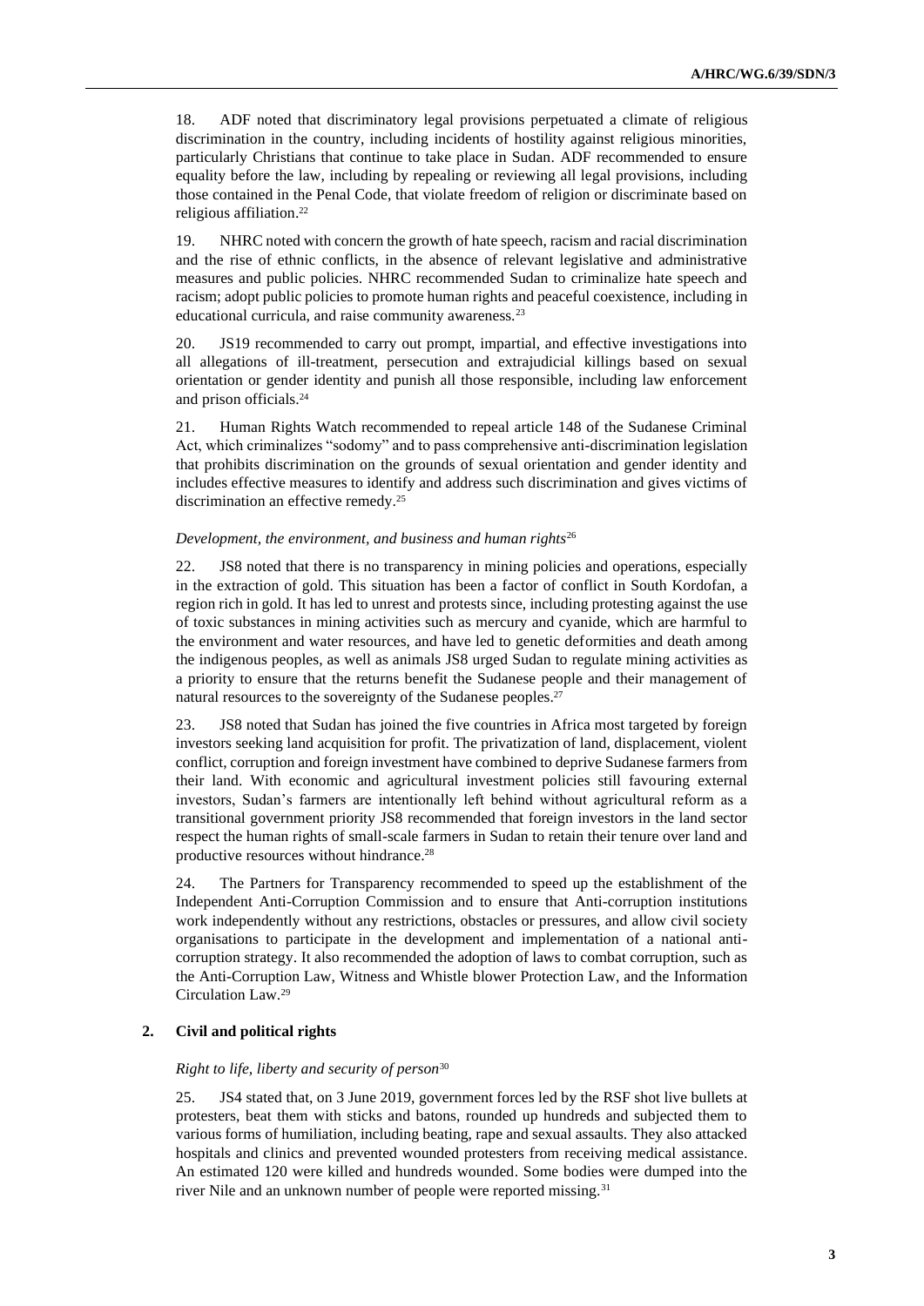18. ADF noted that discriminatory legal provisions perpetuated a climate of religious discrimination in the country, including incidents of hostility against religious minorities, particularly Christians that continue to take place in Sudan. ADF recommended to ensure equality before the law, including by repealing or reviewing all legal provisions, including those contained in the Penal Code, that violate freedom of religion or discriminate based on religious affiliation.[22]

19. NHRC noted with concern the growth of hate speech, racism and racial discrimination and the rise of ethnic conflicts, in the absence of relevant legislative and administrative measures and public policies. NHRC recommended Sudan to criminalize hate speech and racism; adopt public policies to promote human rights and peaceful coexistence, including in educational curricula, and raise community awareness.[23]

20. JS19 recommended to carry out prompt, impartial, and effective investigations into all allegations of ill-treatment, persecution and extrajudicial killings based on sexual orientation or gender identity and punish all those responsible, including law enforcement and prison officials.[24]

21. Human Rights Watch recommended to repeal article 148 of the Sudanese Criminal Act, which criminalizes "sodomy" and to pass comprehensive anti-discrimination legislation that prohibits discrimination on the grounds of sexual orientation and gender identity and includes effective measures to identify and address such discrimination and gives victims of discrimination an effective remedy.[25]

*Development, the environment, and business and human rights*[26]

22. JS8 noted that there is no transparency in mining policies and operations, especially in the extraction of gold. This situation has been a factor of conflict in South Kordofan, a region rich in gold. It has led to unrest and protests since, including protesting against the use of toxic substances in mining activities such as mercury and cyanide, which are harmful to the environment and water resources, and have led to genetic deformities and death among the indigenous peoples, as well as animals JS8 urged Sudan to regulate mining activities as a priority to ensure that the returns benefit the Sudanese people and their management of natural resources to the sovereignty of the Sudanese peoples.[27]

23. JS8 noted that Sudan has joined the five countries in Africa most targeted by foreign investors seeking land acquisition for profit. The privatization of land, displacement, violent conflict, corruption and foreign investment have combined to deprive Sudanese farmers from their land. With economic and agricultural investment policies still favouring external investors, Sudan's farmers are intentionally left behind without agricultural reform as a transitional government priority JS8 recommended that foreign investors in the land sector respect the human rights of small-scale farmers in Sudan to retain their tenure over land and productive resources without hindrance.[28]

24. The Partners for Transparency recommended to speed up the establishment of the Independent Anti-Corruption Commission and to ensure that Anti-corruption institutions work independently without any restrictions, obstacles or pressures, and allow civil society organisations to participate in the development and implementation of a national anti-corruption strategy. It also recommended the adoption of laws to combat corruption, such as the Anti-Corruption Law, Witness and Whistle blower Protection Law, and the Information Circulation Law.[29]

## 2. Civil and political rights

*Right to life, liberty and security of person*[30]

25. JS4 stated that, on 3 June 2019, government forces led by the RSF shot live bullets at protesters, beat them with sticks and batons, rounded up hundreds and subjected them to various forms of humiliation, including beating, rape and sexual assaults. They also attacked hospitals and clinics and prevented wounded protesters from receiving medical assistance. An estimated 120 were killed and hundreds wounded. Some bodies were dumped into the river Nile and an unknown number of people were reported missing.[31]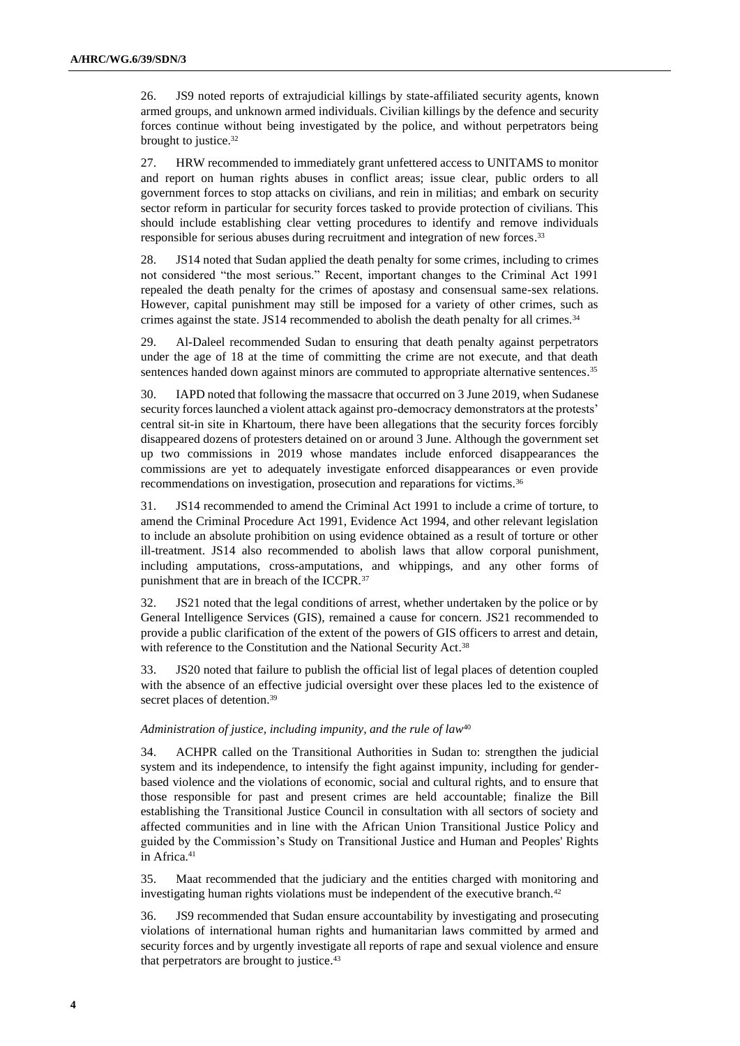26. JS9 noted reports of extrajudicial killings by state-affiliated security agents, known armed groups, and unknown armed individuals. Civilian killings by the defence and security forces continue without being investigated by the police, and without perpetrators being brought to justice.[32]

27. HRW recommended to immediately grant unfettered access to UNITAMS to monitor and report on human rights abuses in conflict areas; issue clear, public orders to all government forces to stop attacks on civilians, and rein in militias; and embark on security sector reform in particular for security forces tasked to provide protection of civilians. This should include establishing clear vetting procedures to identify and remove individuals responsible for serious abuses during recruitment and integration of new forces.[33]

28. JS14 noted that Sudan applied the death penalty for some crimes, including to crimes not considered "the most serious." Recent, important changes to the Criminal Act 1991 repealed the death penalty for the crimes of apostasy and consensual same-sex relations. However, capital punishment may still be imposed for a variety of other crimes, such as crimes against the state. JS14 recommended to abolish the death penalty for all crimes.[34]

29. Al-Daleel recommended Sudan to ensuring that death penalty against perpetrators under the age of 18 at the time of committing the crime are not execute, and that death sentences handed down against minors are commuted to appropriate alternative sentences.[35]

30. IAPD noted that following the massacre that occurred on 3 June 2019, when Sudanese security forces launched a violent attack against pro-democracy demonstrators at the protests' central sit-in site in Khartoum, there have been allegations that the security forces forcibly disappeared dozens of protesters detained on or around 3 June. Although the government set up two commissions in 2019 whose mandates include enforced disappearances the commissions are yet to adequately investigate enforced disappearances or even provide recommendations on investigation, prosecution and reparations for victims.[36]

31. JS14 recommended to amend the Criminal Act 1991 to include a crime of torture, to amend the Criminal Procedure Act 1991, Evidence Act 1994, and other relevant legislation to include an absolute prohibition on using evidence obtained as a result of torture or other ill-treatment. JS14 also recommended to abolish laws that allow corporal punishment, including amputations, cross-amputations, and whippings, and any other forms of punishment that are in breach of the ICCPR.[37]

32. JS21 noted that the legal conditions of arrest, whether undertaken by the police or by General Intelligence Services (GIS), remained a cause for concern. JS21 recommended to provide a public clarification of the extent of the powers of GIS officers to arrest and detain, with reference to the Constitution and the National Security Act.[38]

33. JS20 noted that failure to publish the official list of legal places of detention coupled with the absence of an effective judicial oversight over these places led to the existence of secret places of detention.[39]

*Administration of justice, including impunity, and the rule of law*[40]

34. ACHPR called on the Transitional Authorities in Sudan to: strengthen the judicial system and its independence, to intensify the fight against impunity, including for gender-based violence and the violations of economic, social and cultural rights, and to ensure that those responsible for past and present crimes are held accountable; finalize the Bill establishing the Transitional Justice Council in consultation with all sectors of society and affected communities and in line with the African Union Transitional Justice Policy and guided by the Commission's Study on Transitional Justice and Human and Peoples' Rights in Africa.[41]

35. Maat recommended that the judiciary and the entities charged with monitoring and investigating human rights violations must be independent of the executive branch.[42]

36. JS9 recommended that Sudan ensure accountability by investigating and prosecuting violations of international human rights and humanitarian laws committed by armed and security forces and by urgently investigate all reports of rape and sexual violence and ensure that perpetrators are brought to justice.[43]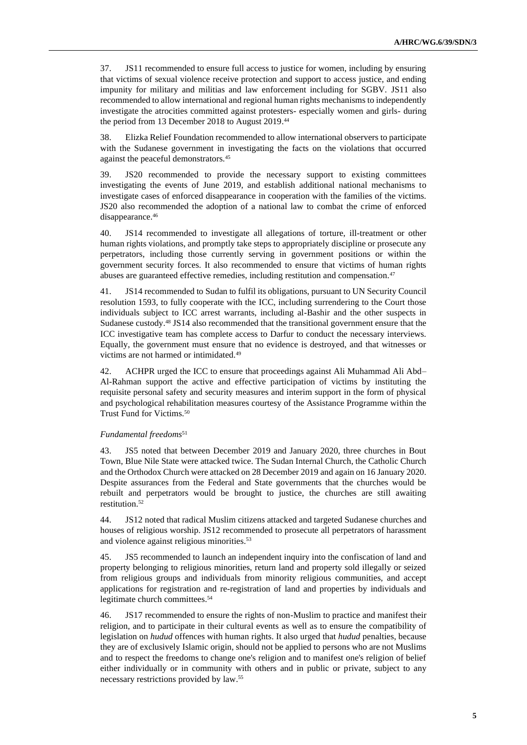37. JS11 recommended to ensure full access to justice for women, including by ensuring that victims of sexual violence receive protection and support to access justice, and ending impunity for military and militias and law enforcement including for SGBV. JS11 also recommended to allow international and regional human rights mechanisms to independently investigate the atrocities committed against protesters- especially women and girls- during the period from 13 December 2018 to August 2019.[44]

38. Elizka Relief Foundation recommended to allow international observers to participate with the Sudanese government in investigating the facts on the violations that occurred against the peaceful demonstrators.[45]

39. JS20 recommended to provide the necessary support to existing committees investigating the events of June 2019, and establish additional national mechanisms to investigate cases of enforced disappearance in cooperation with the families of the victims. JS20 also recommended the adoption of a national law to combat the crime of enforced disappearance.[46]

40. JS14 recommended to investigate all allegations of torture, ill-treatment or other human rights violations, and promptly take steps to appropriately discipline or prosecute any perpetrators, including those currently serving in government positions or within the government security forces. It also recommended to ensure that victims of human rights abuses are guaranteed effective remedies, including restitution and compensation.[47]

41. JS14 recommended to Sudan to fulfil its obligations, pursuant to UN Security Council resolution 1593, to fully cooperate with the ICC, including surrendering to the Court those individuals subject to ICC arrest warrants, including al-Bashir and the other suspects in Sudanese custody.[48] JS14 also recommended that the transitional government ensure that the ICC investigative team has complete access to Darfur to conduct the necessary interviews. Equally, the government must ensure that no evidence is destroyed, and that witnesses or victims are not harmed or intimidated.[49]

42. ACHPR urged the ICC to ensure that proceedings against Ali Muhammad Ali Abd–Al-Rahman support the active and effective participation of victims by instituting the requisite personal safety and security measures and interim support in the form of physical and psychological rehabilitation measures courtesy of the Assistance Programme within the Trust Fund for Victims.[50]

*Fundamental freedoms*[51]

43. JS5 noted that between December 2019 and January 2020, three churches in Bout Town, Blue Nile State were attacked twice. The Sudan Internal Church, the Catholic Church and the Orthodox Church were attacked on 28 December 2019 and again on 16 January 2020. Despite assurances from the Federal and State governments that the churches would be rebuilt and perpetrators would be brought to justice, the churches are still awaiting restitution.[52]

44. JS12 noted that radical Muslim citizens attacked and targeted Sudanese churches and houses of religious worship. JS12 recommended to prosecute all perpetrators of harassment and violence against religious minorities.[53]

45. JS5 recommended to launch an independent inquiry into the confiscation of land and property belonging to religious minorities, return land and property sold illegally or seized from religious groups and individuals from minority religious communities, and accept applications for registration and re-registration of land and properties by individuals and legitimate church committees.[54]

46. JS17 recommended to ensure the rights of non-Muslim to practice and manifest their religion, and to participate in their cultural events as well as to ensure the compatibility of legislation on *hudud* offences with human rights. It also urged that *hudud* penalties, because they are of exclusively Islamic origin, should not be applied to persons who are not Muslims and to respect the freedoms to change one's religion and to manifest one's religion of belief either individually or in community with others and in public or private, subject to any necessary restrictions provided by law.[55]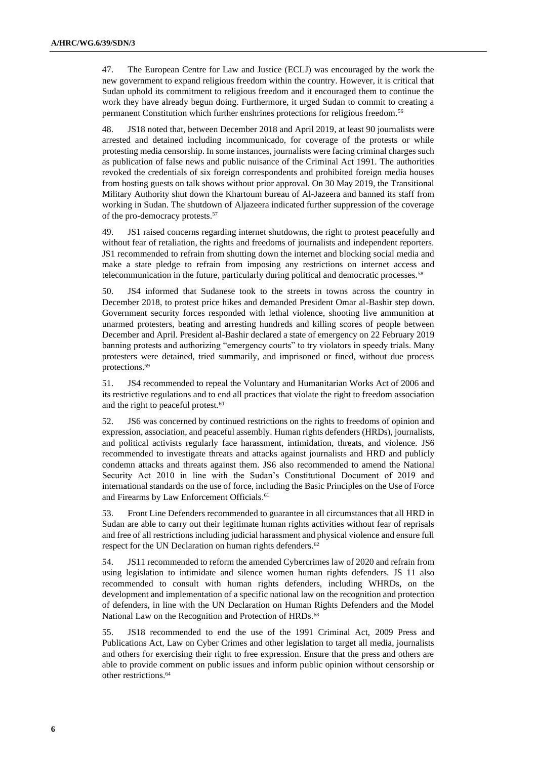47. The European Centre for Law and Justice (ECLJ) was encouraged by the work the new government to expand religious freedom within the country. However, it is critical that Sudan uphold its commitment to religious freedom and it encouraged them to continue the work they have already begun doing. Furthermore, it urged Sudan to commit to creating a permanent Constitution which further enshrines protections for religious freedom.[56]

48. JS18 noted that, between December 2018 and April 2019, at least 90 journalists were arrested and detained including incommunicado, for coverage of the protests or while protesting media censorship. In some instances, journalists were facing criminal charges such as publication of false news and public nuisance of the Criminal Act 1991. The authorities revoked the credentials of six foreign correspondents and prohibited foreign media houses from hosting guests on talk shows without prior approval. On 30 May 2019, the Transitional Military Authority shut down the Khartoum bureau of Al-Jazeera and banned its staff from working in Sudan. The shutdown of Aljazeera indicated further suppression of the coverage of the pro-democracy protests.[57]

49. JS1 raised concerns regarding internet shutdowns, the right to protest peacefully and without fear of retaliation, the rights and freedoms of journalists and independent reporters. JS1 recommended to refrain from shutting down the internet and blocking social media and make a state pledge to refrain from imposing any restrictions on internet access and telecommunication in the future, particularly during political and democratic processes.[58]

50. JS4 informed that Sudanese took to the streets in towns across the country in December 2018, to protest price hikes and demanded President Omar al-Bashir step down. Government security forces responded with lethal violence, shooting live ammunition at unarmed protesters, beating and arresting hundreds and killing scores of people between December and April. President al-Bashir declared a state of emergency on 22 February 2019 banning protests and authorizing "emergency courts" to try violators in speedy trials. Many protesters were detained, tried summarily, and imprisoned or fined, without due process protections.[59]

51. JS4 recommended to repeal the Voluntary and Humanitarian Works Act of 2006 and its restrictive regulations and to end all practices that violate the right to freedom association and the right to peaceful protest.[60]

52. JS6 was concerned by continued restrictions on the rights to freedoms of opinion and expression, association, and peaceful assembly. Human rights defenders (HRDs), journalists, and political activists regularly face harassment, intimidation, threats, and violence. JS6 recommended to investigate threats and attacks against journalists and HRD and publicly condemn attacks and threats against them. JS6 also recommended to amend the National Security Act 2010 in line with the Sudan's Constitutional Document of 2019 and international standards on the use of force, including the Basic Principles on the Use of Force and Firearms by Law Enforcement Officials.[61]

53. Front Line Defenders recommended to guarantee in all circumstances that all HRD in Sudan are able to carry out their legitimate human rights activities without fear of reprisals and free of all restrictions including judicial harassment and physical violence and ensure full respect for the UN Declaration on human rights defenders.[62]

54. JS11 recommended to reform the amended Cybercrimes law of 2020 and refrain from using legislation to intimidate and silence women human rights defenders. JS 11 also recommended to consult with human rights defenders, including WHRDs, on the development and implementation of a specific national law on the recognition and protection of defenders, in line with the UN Declaration on Human Rights Defenders and the Model National Law on the Recognition and Protection of HRDs.[63]

55. JS18 recommended to end the use of the 1991 Criminal Act, 2009 Press and Publications Act, Law on Cyber Crimes and other legislation to target all media, journalists and others for exercising their right to free expression. Ensure that the press and others are able to provide comment on public issues and inform public opinion without censorship or other restrictions.[64]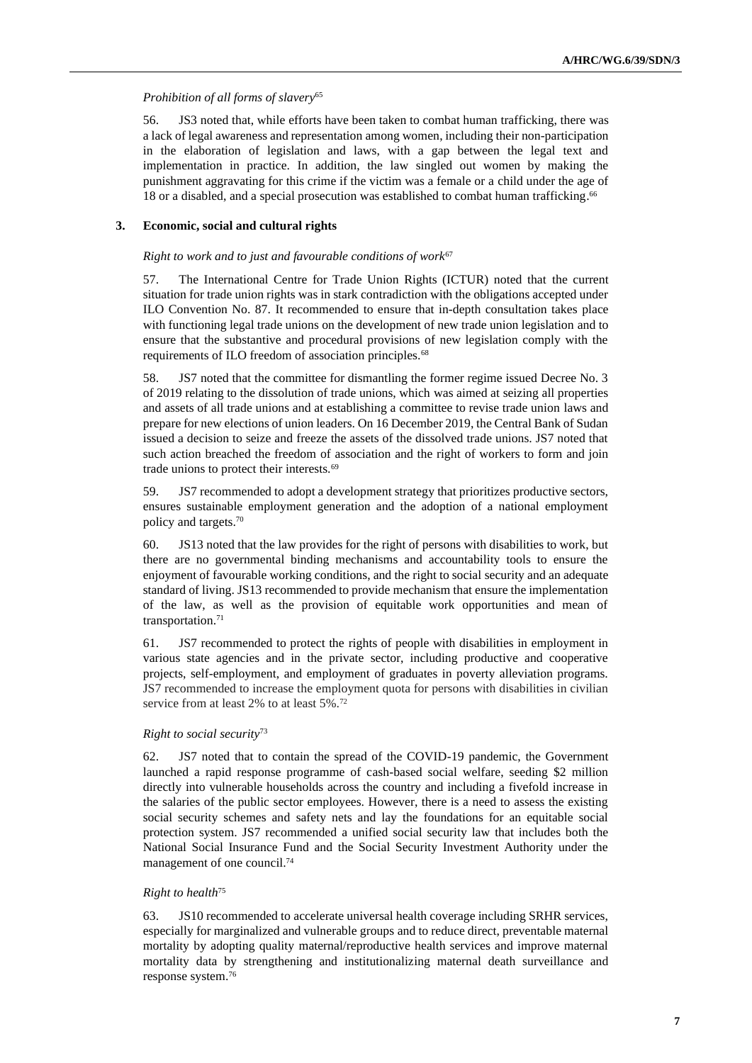*Prohibition of all forms of slavery*[65]

56. JS3 noted that, while efforts have been taken to combat human trafficking, there was a lack of legal awareness and representation among women, including their non-participation in the elaboration of legislation and laws, with a gap between the legal text and implementation in practice. In addition, the law singled out women by making the punishment aggravating for this crime if the victim was a female or a child under the age of 18 or a disabled, and a special prosecution was established to combat human trafficking.[66]

### 3. Economic, social and cultural rights

*Right to work and to just and favourable conditions of work*[67]

57. The International Centre for Trade Union Rights (ICTUR) noted that the current situation for trade union rights was in stark contradiction with the obligations accepted under ILO Convention No. 87. It recommended to ensure that in-depth consultation takes place with functioning legal trade unions on the development of new trade union legislation and to ensure that the substantive and procedural provisions of new legislation comply with the requirements of ILO freedom of association principles.[68]

58. JS7 noted that the committee for dismantling the former regime issued Decree No. 3 of 2019 relating to the dissolution of trade unions, which was aimed at seizing all properties and assets of all trade unions and at establishing a committee to revise trade union laws and prepare for new elections of union leaders. On 16 December 2019, the Central Bank of Sudan issued a decision to seize and freeze the assets of the dissolved trade unions. JS7 noted that such action breached the freedom of association and the right of workers to form and join trade unions to protect their interests.[69]

59. JS7 recommended to adopt a development strategy that prioritizes productive sectors, ensures sustainable employment generation and the adoption of a national employment policy and targets.[70]

60. JS13 noted that the law provides for the right of persons with disabilities to work, but there are no governmental binding mechanisms and accountability tools to ensure the enjoyment of favourable working conditions, and the right to social security and an adequate standard of living. JS13 recommended to provide mechanism that ensure the implementation of the law, as well as the provision of equitable work opportunities and mean of transportation.[71]

61. JS7 recommended to protect the rights of people with disabilities in employment in various state agencies and in the private sector, including productive and cooperative projects, self-employment, and employment of graduates in poverty alleviation programs. JS7 recommended to increase the employment quota for persons with disabilities in civilian service from at least 2% to at least 5%.[72]

*Right to social security*[73]

62. JS7 noted that to contain the spread of the COVID-19 pandemic, the Government launched a rapid response programme of cash-based social welfare, seeding $2 million directly into vulnerable households across the country and including a fivefold increase in the salaries of the public sector employees. However, there is a need to assess the existing social security schemes and safety nets and lay the foundations for an equitable social protection system. JS7 recommended a unified social security law that includes both the National Social Insurance Fund and the Social Security Investment Authority under the management of one council.[74]

*Right to health*[75]

63. JS10 recommended to accelerate universal health coverage including SRHR services, especially for marginalized and vulnerable groups and to reduce direct, preventable maternal mortality by adopting quality maternal/reproductive health services and improve maternal mortality data by strengthening and institutionalizing maternal death surveillance and response system.[76]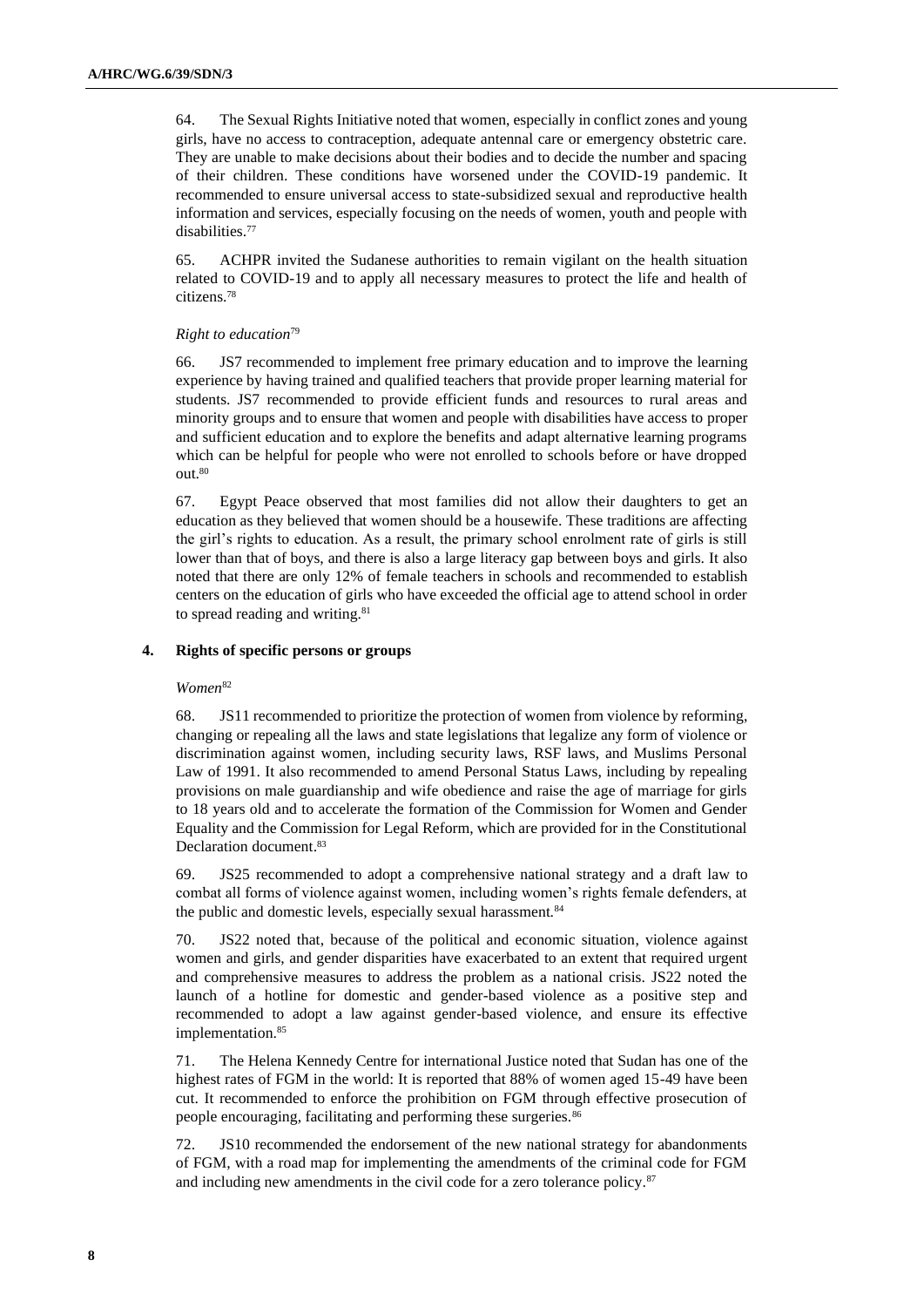64. The Sexual Rights Initiative noted that women, especially in conflict zones and young girls, have no access to contraception, adequate antennal care or emergency obstetric care. They are unable to make decisions about their bodies and to decide the number and spacing of their children. These conditions have worsened under the COVID-19 pandemic. It recommended to ensure universal access to state-subsidized sexual and reproductive health information and services, especially focusing on the needs of women, youth and people with disabilities.[77]

65. ACHPR invited the Sudanese authorities to remain vigilant on the health situation related to COVID-19 and to apply all necessary measures to protect the life and health of citizens.[78]

*Right to education*[79]

66. JS7 recommended to implement free primary education and to improve the learning experience by having trained and qualified teachers that provide proper learning material for students. JS7 recommended to provide efficient funds and resources to rural areas and minority groups and to ensure that women and people with disabilities have access to proper and sufficient education and to explore the benefits and adapt alternative learning programs which can be helpful for people who were not enrolled to schools before or have dropped out.[80]

67. Egypt Peace observed that most families did not allow their daughters to get an education as they believed that women should be a housewife. These traditions are affecting the girl's rights to education. As a result, the primary school enrolment rate of girls is still lower than that of boys, and there is also a large literacy gap between boys and girls. It also noted that there are only 12% of female teachers in schools and recommended to establish centers on the education of girls who have exceeded the official age to attend school in order to spread reading and writing.[81]

### 4. Rights of specific persons or groups

*Women*[82]

68. JS11 recommended to prioritize the protection of women from violence by reforming, changing or repealing all the laws and state legislations that legalize any form of violence or discrimination against women, including security laws, RSF laws, and Muslims Personal Law of 1991. It also recommended to amend Personal Status Laws, including by repealing provisions on male guardianship and wife obedience and raise the age of marriage for girls to 18 years old and to accelerate the formation of the Commission for Women and Gender Equality and the Commission for Legal Reform, which are provided for in the Constitutional Declaration document.[83]

69. JS25 recommended to adopt a comprehensive national strategy and a draft law to combat all forms of violence against women, including women's rights female defenders, at the public and domestic levels, especially sexual harassment.[84]

70. JS22 noted that, because of the political and economic situation, violence against women and girls, and gender disparities have exacerbated to an extent that required urgent and comprehensive measures to address the problem as a national crisis. JS22 noted the launch of a hotline for domestic and gender-based violence as a positive step and recommended to adopt a law against gender-based violence, and ensure its effective implementation.[85]

71. The Helena Kennedy Centre for international Justice noted that Sudan has one of the highest rates of FGM in the world: It is reported that 88% of women aged 15-49 have been cut. It recommended to enforce the prohibition on FGM through effective prosecution of people encouraging, facilitating and performing these surgeries.[86]

72. JS10 recommended the endorsement of the new national strategy for abandonments of FGM, with a road map for implementing the amendments of the criminal code for FGM and including new amendments in the civil code for a zero tolerance policy.[87]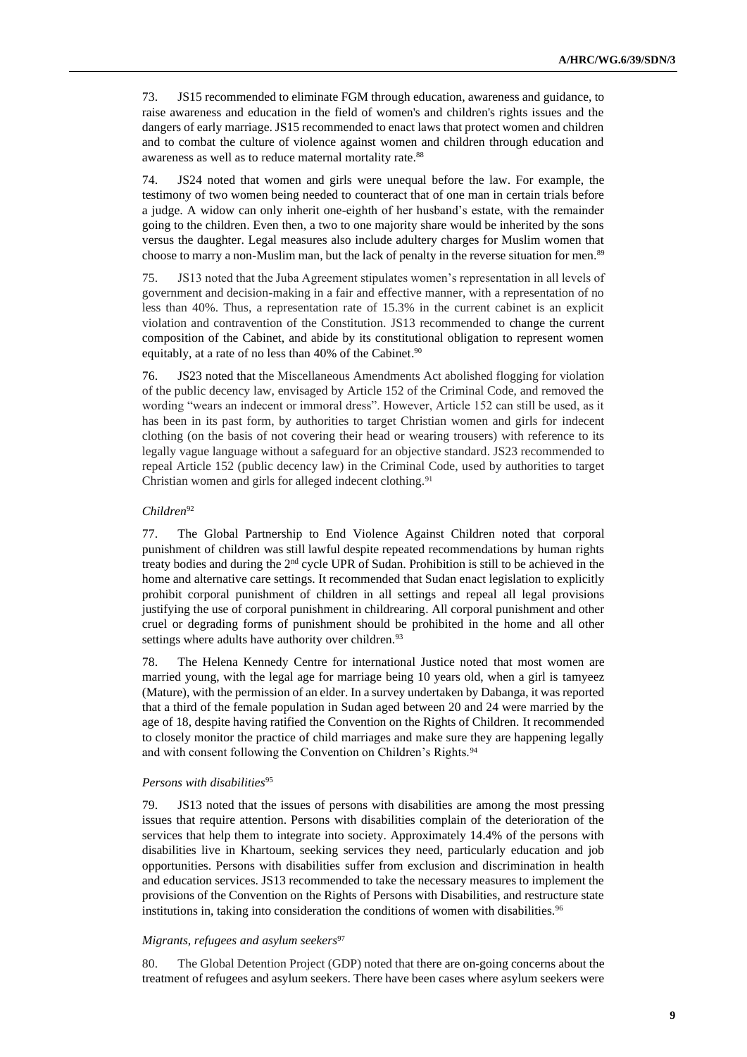73. JS15 recommended to eliminate FGM through education, awareness and guidance, to raise awareness and education in the field of women's and children's rights issues and the dangers of early marriage. JS15 recommended to enact laws that protect women and children and to combat the culture of violence against women and children through education and awareness as well as to reduce maternal mortality rate.[88]

74. JS24 noted that women and girls were unequal before the law. For example, the testimony of two women being needed to counteract that of one man in certain trials before a judge. A widow can only inherit one-eighth of her husband's estate, with the remainder going to the children. Even then, a two to one majority share would be inherited by the sons versus the daughter. Legal measures also include adultery charges for Muslim women that choose to marry a non-Muslim man, but the lack of penalty in the reverse situation for men.[89]

75. JS13 noted that the Juba Agreement stipulates women's representation in all levels of government and decision-making in a fair and effective manner, with a representation of no less than 40%. Thus, a representation rate of 15.3% in the current cabinet is an explicit violation and contravention of the Constitution. JS13 recommended to change the current composition of the Cabinet, and abide by its constitutional obligation to represent women equitably, at a rate of no less than 40% of the Cabinet.[90]

76. JS23 noted that the Miscellaneous Amendments Act abolished flogging for violation of the public decency law, envisaged by Article 152 of the Criminal Code, and removed the wording "wears an indecent or immoral dress". However, Article 152 can still be used, as it has been in its past form, by authorities to target Christian women and girls for indecent clothing (on the basis of not covering their head or wearing trousers) with reference to its legally vague language without a safeguard for an objective standard. JS23 recommended to repeal Article 152 (public decency law) in the Criminal Code, used by authorities to target Christian women and girls for alleged indecent clothing.[91]

*Children*[92]

77. The Global Partnership to End Violence Against Children noted that corporal punishment of children was still lawful despite repeated recommendations by human rights treaty bodies and during the 2nd cycle UPR of Sudan. Prohibition is still to be achieved in the home and alternative care settings. It recommended that Sudan enact legislation to explicitly prohibit corporal punishment of children in all settings and repeal all legal provisions justifying the use of corporal punishment in childrearing. All corporal punishment and other cruel or degrading forms of punishment should be prohibited in the home and all other settings where adults have authority over children.[93]

78. The Helena Kennedy Centre for international Justice noted that most women are married young, with the legal age for marriage being 10 years old, when a girl is tamyeez (Mature), with the permission of an elder. In a survey undertaken by Dabanga, it was reported that a third of the female population in Sudan aged between 20 and 24 were married by the age of 18, despite having ratified the Convention on the Rights of Children. It recommended to closely monitor the practice of child marriages and make sure they are happening legally and with consent following the Convention on Children's Rights.[94]

*Persons with disabilities*[95]

79. JS13 noted that the issues of persons with disabilities are among the most pressing issues that require attention. Persons with disabilities complain of the deterioration of the services that help them to integrate into society. Approximately 14.4% of the persons with disabilities live in Khartoum, seeking services they need, particularly education and job opportunities. Persons with disabilities suffer from exclusion and discrimination in health and education services. JS13 recommended to take the necessary measures to implement the provisions of the Convention on the Rights of Persons with Disabilities, and restructure state institutions in, taking into consideration the conditions of women with disabilities.[96]

*Migrants, refugees and asylum seekers*[97]

80. The Global Detention Project (GDP) noted that there are on-going concerns about the treatment of refugees and asylum seekers. There have been cases where asylum seekers were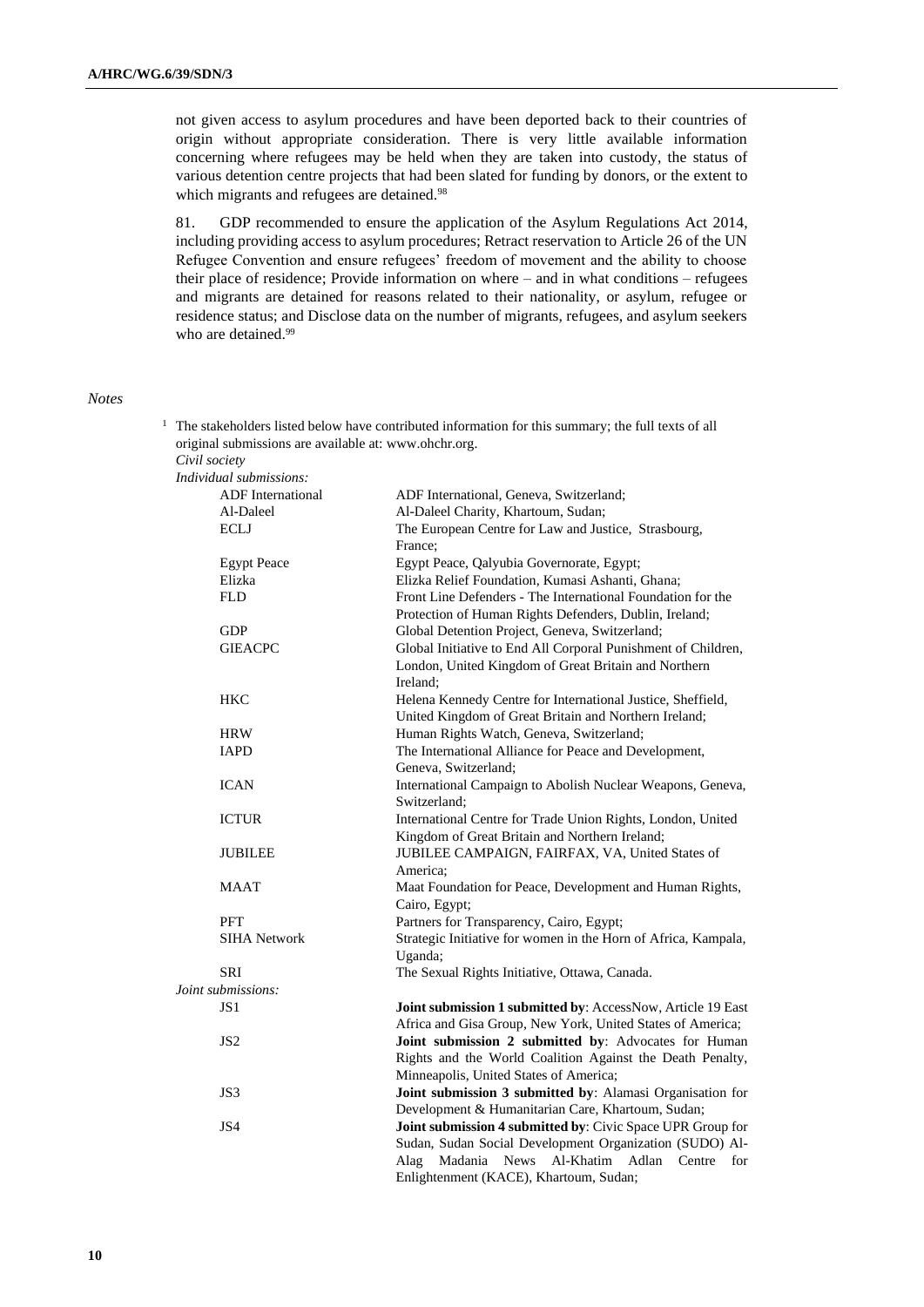not given access to asylum procedures and have been deported back to their countries of origin without appropriate consideration. There is very little available information concerning where refugees may be held when they are taken into custody, the status of various detention centre projects that had been slated for funding by donors, or the extent to which migrants and refugees are detained.[98]

81. GDP recommended to ensure the application of the Asylum Regulations Act 2014, including providing access to asylum procedures; Retract reservation to Article 26 of the UN Refugee Convention and ensure refugees' freedom of movement and the ability to choose their place of residence; Provide information on where – and in what conditions – refugees and migrants are detained for reasons related to their nationality, or asylum, refugee or residence status; and Disclose data on the number of migrants, refugees, and asylum seekers who are detained.[99]

*Notes*

[1] The stakeholders listed below have contributed information for this summary; the full texts of all original submissions are available at: www.ohchr.org.

*Civil society*

*Individual submissions:*

| | |
|---|---|
| ADF International | ADF International, Geneva, Switzerland; |
| Al-Daleel | Al-Daleel Charity, Khartoum, Sudan; |
| ECLJ | The European Centre for Law and Justice, Strasbourg, France; |
| Egypt Peace | Egypt Peace, Qalyubia Governorate, Egypt; |
| Elizka | Elizka Relief Foundation, Kumasi Ashanti, Ghana; |
| FLD | Front Line Defenders - The International Foundation for the Protection of Human Rights Defenders, Dublin, Ireland; |
| GDP | Global Detention Project, Geneva, Switzerland; |
| GIEACPC | Global Initiative to End All Corporal Punishment of Children, London, United Kingdom of Great Britain and Northern Ireland; |
| HKC | Helena Kennedy Centre for International Justice, Sheffield, United Kingdom of Great Britain and Northern Ireland; |
| HRW | Human Rights Watch, Geneva, Switzerland; |
| IAPD | The International Alliance for Peace and Development, Geneva, Switzerland; |
| ICAN | International Campaign to Abolish Nuclear Weapons, Geneva, Switzerland; |
| ICTUR | International Centre for Trade Union Rights, London, United Kingdom of Great Britain and Northern Ireland; |
| JUBILEE | JUBILEE CAMPAIGN, FAIRFAX, VA, United States of America; |
| MAAT | Maat Foundation for Peace, Development and Human Rights, Cairo, Egypt; |
| PFT | Partners for Transparency, Cairo, Egypt; |
| SIHA Network | Strategic Initiative for women in the Horn of Africa, Kampala, Uganda; |
| SRI | The Sexual Rights Initiative, Ottawa, Canada. |

*Joint submissions:*

| | |
|---|---|
| JS1 | **Joint submission 1 submitted by**: AccessNow, Article 19 East Africa and Gisa Group, New York, United States of America; |
| JS2 | **Joint submission 2 submitted by**: Advocates for Human Rights and the World Coalition Against the Death Penalty, Minneapolis, United States of America; |
| JS3 | **Joint submission 3 submitted by**: Alamasi Organisation for Development & Humanitarian Care, Khartoum, Sudan; |
| JS4 | **Joint submission 4 submitted by**: Civic Space UPR Group for Sudan, Sudan Social Development Organization (SUDO) Al-Alag Madania News Al-Khatim Adlan Centre for Enlightenment (KACE), Khartoum, Sudan; |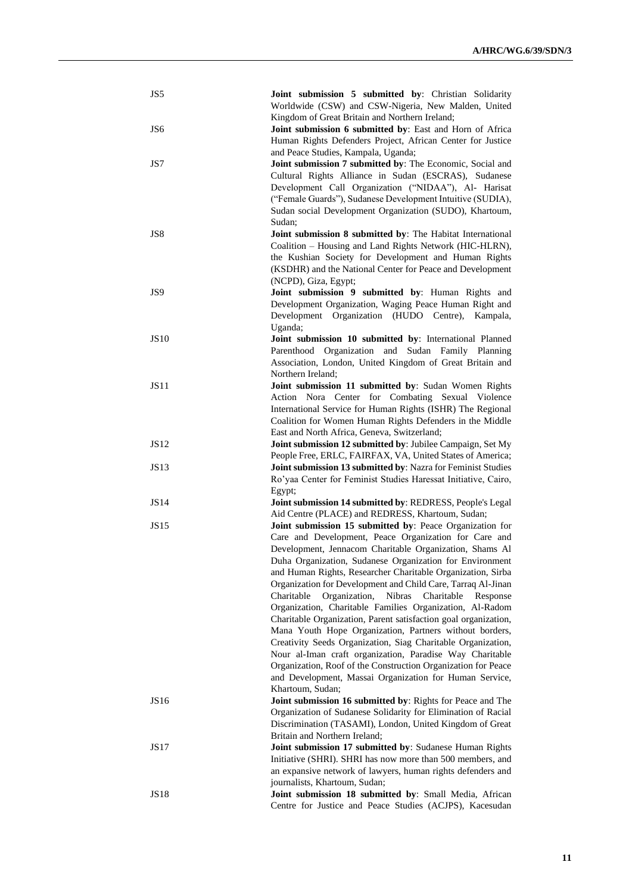| | |
|---|---|
| JS5 | **Joint submission 5 submitted by**: Christian Solidarity Worldwide (CSW) and CSW-Nigeria, New Malden, United Kingdom of Great Britain and Northern Ireland; |
| JS6 | **Joint submission 6 submitted by**: East and Horn of Africa Human Rights Defenders Project, African Center for Justice and Peace Studies, Kampala, Uganda; |
| JS7 | **Joint submission 7 submitted by**: The Economic, Social and Cultural Rights Alliance in Sudan (ESCRAS), Sudanese Development Call Organization ("NIDAA"), Al- Harisat ("Female Guards"), Sudanese Development Intuitive (SUDIA), Sudan social Development Organization (SUDO), Khartoum, Sudan; |
| JS8 | **Joint submission 8 submitted by**: The Habitat International Coalition – Housing and Land Rights Network (HIC-HLRN), the Kushian Society for Development and Human Rights (KSDHR) and the National Center for Peace and Development (NCPD), Giza, Egypt; |
| JS9 | **Joint submission 9 submitted by**: Human Rights and Development Organization, Waging Peace Human Right and Development Organization (HUDO Centre), Kampala, Uganda; |
| JS10 | **Joint submission 10 submitted by**: International Planned Parenthood Organization and Sudan Family Planning Association, London, United Kingdom of Great Britain and Northern Ireland; |
| JS11 | **Joint submission 11 submitted by**: Sudan Women Rights Action Nora Center for Combating Sexual Violence International Service for Human Rights (ISHR) The Regional Coalition for Women Human Rights Defenders in the Middle East and North Africa, Geneva, Switzerland; |
| JS12 | **Joint submission 12 submitted by**: Jubilee Campaign, Set My People Free, ERLC, FAIRFAX, VA, United States of America; |
| JS13 | **Joint submission 13 submitted by**: Nazra for Feminist Studies Ro'yaa Center for Feminist Studies Haressat Initiative, Cairo, Egypt; |
| JS14 | **Joint submission 14 submitted by**: REDRESS, People's Legal Aid Centre (PLACE) and REDRESS, Khartoum, Sudan; |
| JS15 | **Joint submission 15 submitted by**: Peace Organization for Care and Development, Peace Organization for Care and Development, Jennacom Charitable Organization, Shams Al Duha Organization, Sudanese Organization for Environment and Human Rights, Researcher Charitable Organization, Sirba Organization for Development and Child Care, Tarraq Al-Jinan Charitable Organization, Nibras Charitable Response Organization, Charitable Families Organization, Al-Radom Charitable Organization, Parent satisfaction goal organization, Mana Youth Hope Organization, Partners without borders, Creativity Seeds Organization, Siag Charitable Organization, Nour al-Iman craft organization, Paradise Way Charitable Organization, Roof of the Construction Organization for Peace and Development, Massai Organization for Human Service, Khartoum, Sudan; |
| JS16 | **Joint submission 16 submitted by**: Rights for Peace and The Organization of Sudanese Solidarity for Elimination of Racial Discrimination (TASAMI), London, United Kingdom of Great Britain and Northern Ireland; |
| JS17 | **Joint submission 17 submitted by**: Sudanese Human Rights Initiative (SHRI). SHRI has now more than 500 members, and an expansive network of lawyers, human rights defenders and journalists, Khartoum, Sudan; |
| JS18 | **Joint submission 18 submitted by**: Small Media, African Centre for Justice and Peace Studies (ACJPS), Kacesudan |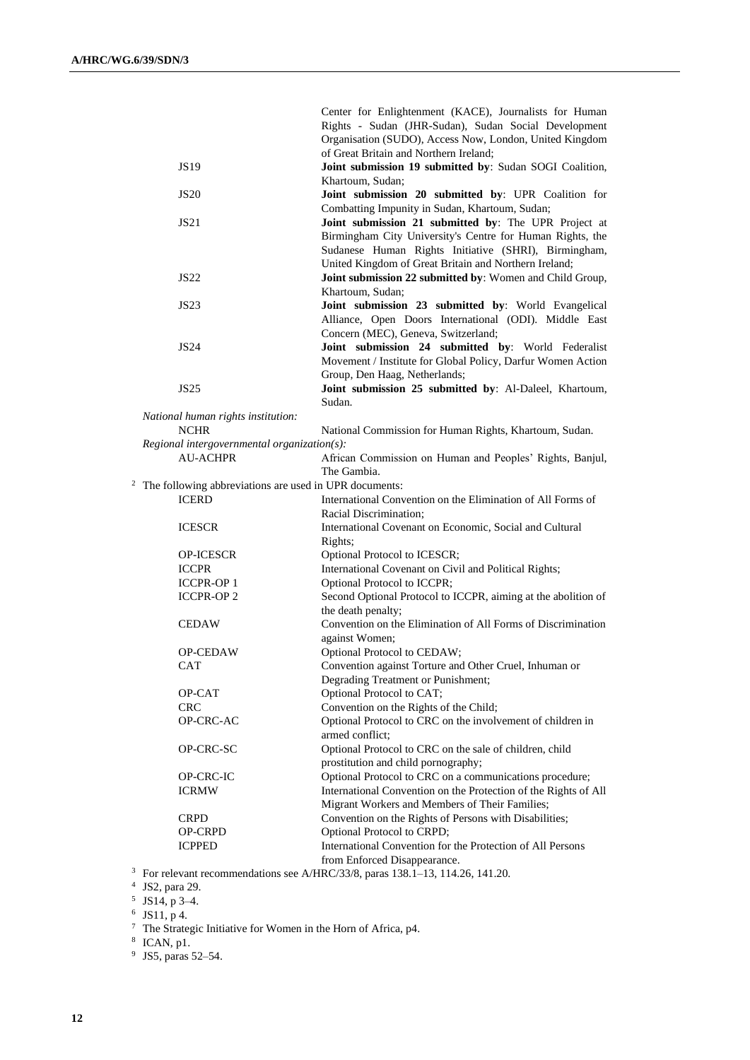| | |
|---|---|
| | Center for Enlightenment (KACE), Journalists for Human Rights - Sudan (JHR-Sudan), Sudan Social Development Organisation (SUDO), Access Now, London, United Kingdom of Great Britain and Northern Ireland; |
| JS19 | **Joint submission 19 submitted by**: Sudan SOGI Coalition, Khartoum, Sudan; |
| JS20 | **Joint submission 20 submitted by**: UPR Coalition for Combatting Impunity in Sudan, Khartoum, Sudan; |
| JS21 | **Joint submission 21 submitted by**: The UPR Project at Birmingham City University's Centre for Human Rights, the Sudanese Human Rights Initiative (SHRI), Birmingham, United Kingdom of Great Britain and Northern Ireland; |
| JS22 | **Joint submission 22 submitted by**: Women and Child Group, Khartoum, Sudan; |
| JS23 | **Joint submission 23 submitted by**: World Evangelical Alliance, Open Doors International (ODI). Middle East Concern (MEC), Geneva, Switzerland; |
| JS24 | **Joint submission 24 submitted by**: World Federalist Movement / Institute for Global Policy, Darfur Women Action Group, Den Haag, Netherlands; |
| JS25 | **Joint submission 25 submitted by**: Al-Daleel, Khartoum, Sudan. |

*National human rights institution:*

| | |
|---|---|
| NCHR | National Commission for Human Rights, Khartoum, Sudan. |

*Regional intergovernmental organization(s):*

| | |
|---|---|
| AU-ACHPR | African Commission on Human and Peoples' Rights, Banjul, The Gambia. |

[2] The following abbreviations are used in UPR documents:

| | |
|---|---|
| ICERD | International Convention on the Elimination of All Forms of Racial Discrimination; |
| ICESCR | International Covenant on Economic, Social and Cultural Rights; |
| OP-ICESCR | Optional Protocol to ICESCR; |
| ICCPR | International Covenant on Civil and Political Rights; |
| ICCPR-OP 1 | Optional Protocol to ICCPR; |
| ICCPR-OP 2 | Second Optional Protocol to ICCPR, aiming at the abolition of the death penalty; |
| CEDAW | Convention on the Elimination of All Forms of Discrimination against Women; |
| OP-CEDAW | Optional Protocol to CEDAW; |
| CAT | Convention against Torture and Other Cruel, Inhuman or Degrading Treatment or Punishment; |
| OP-CAT | Optional Protocol to CAT; |
| CRC | Convention on the Rights of the Child; |
| OP-CRC-AC | Optional Protocol to CRC on the involvement of children in armed conflict; |
| OP-CRC-SC | Optional Protocol to CRC on the sale of children, child prostitution and child pornography; |
| OP-CRC-IC | Optional Protocol to CRC on a communications procedure; |
| ICRMW | International Convention on the Protection of the Rights of All Migrant Workers and Members of Their Families; |
| CRPD | Convention on the Rights of Persons with Disabilities; |
| OP-CRPD | Optional Protocol to CRPD; |
| ICPPED | International Convention for the Protection of All Persons from Enforced Disappearance. |

[3] For relevant recommendations see A/HRC/33/8, paras 138.1–13, 114.26, 141.20.

[4] JS2, para 29.

[5] JS14, p 3–4.

[6] JS11, p 4.

[7] The Strategic Initiative for Women in the Horn of Africa, p4.

[8] ICAN, p1.

[9] JS5, paras 52–54.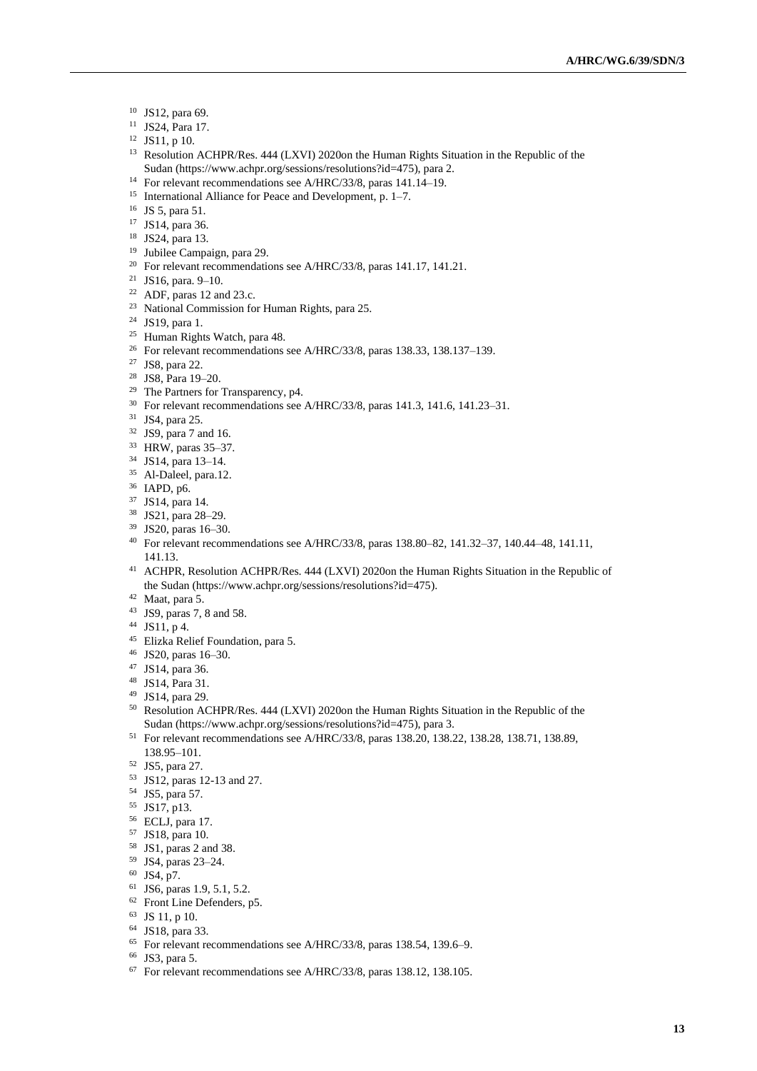[10] JS12, para 69.
[11] JS24, Para 17.
[12] JS11, p 10.
[13] Resolution ACHPR/Res. 444 (LXVI) 2020on the Human Rights Situation in the Republic of the Sudan (https://www.achpr.org/sessions/resolutions?id=475), para 2.
[14] For relevant recommendations see A/HRC/33/8, paras 141.14–19.
[15] International Alliance for Peace and Development, p. 1–7.
[16] JS 5, para 51.
[17] JS14, para 36.
[18] JS24, para 13.
[19] Jubilee Campaign, para 29.
[20] For relevant recommendations see A/HRC/33/8, paras 141.17, 141.21.
[21] JS16, para. 9–10.
[22] ADF, paras 12 and 23.c.
[23] National Commission for Human Rights, para 25.
[24] JS19, para 1.
[25] Human Rights Watch, para 48.
[26] For relevant recommendations see A/HRC/33/8, paras 138.33, 138.137–139.
[27] JS8, para 22.
[28] JS8, Para 19–20.
[29] The Partners for Transparency, p4.
[30] For relevant recommendations see A/HRC/33/8, paras 141.3, 141.6, 141.23–31.
[31] JS4, para 25.
[32] JS9, para 7 and 16.
[33] HRW, paras 35–37.
[34] JS14, para 13–14.
[35] Al-Daleel, para.12.
[36] IAPD, p6.
[37] JS14, para 14.
[38] JS21, para 28–29.
[39] JS20, paras 16–30.
[40] For relevant recommendations see A/HRC/33/8, paras 138.80–82, 141.32–37, 140.44–48, 141.11, 141.13.
[41] ACHPR, Resolution ACHPR/Res. 444 (LXVI) 2020on the Human Rights Situation in the Republic of the Sudan (https://www.achpr.org/sessions/resolutions?id=475).
[42] Maat, para 5.
[43] JS9, paras 7, 8 and 58.
[44] JS11, p 4.
[45] Elizka Relief Foundation, para 5.
[46] JS20, paras 16–30.
[47] JS14, para 36.
[48] JS14, Para 31.
[49] JS14, para 29.
[50] Resolution ACHPR/Res. 444 (LXVI) 2020on the Human Rights Situation in the Republic of the Sudan (https://www.achpr.org/sessions/resolutions?id=475), para 3.
[51] For relevant recommendations see A/HRC/33/8, paras 138.20, 138.22, 138.28, 138.71, 138.89, 138.95–101.
[52] JS5, para 27.
[53] JS12, paras 12-13 and 27.
[54] JS5, para 57.
[55] JS17, p13.
[56] ECLJ, para 17.
[57] JS18, para 10.
[58] JS1, paras 2 and 38.
[59] JS4, paras 23–24.
[60] JS4, p7.
[61] JS6, paras 1.9, 5.1, 5.2.
[62] Front Line Defenders, p5.
[63] JS 11, p 10.
[64] JS18, para 33.
[65] For relevant recommendations see A/HRC/33/8, paras 138.54, 139.6–9.
[66] JS3, para 5.
[67] For relevant recommendations see A/HRC/33/8, paras 138.12, 138.105.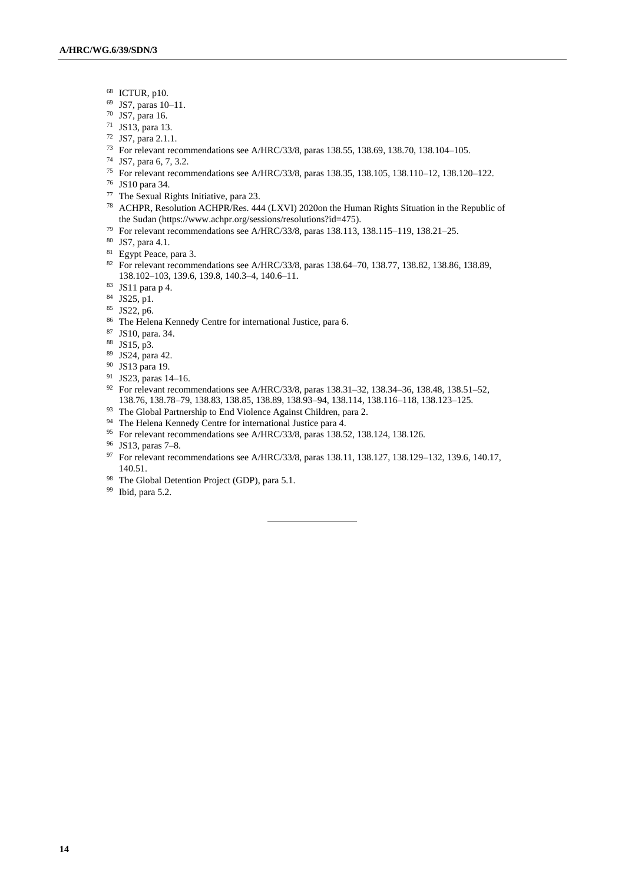[68] ICTUR, p10.

[69] JS7, paras 10–11.

[70] JS7, para 16.

[71] JS13, para 13.

[72] JS7, para 2.1.1.

[73] For relevant recommendations see A/HRC/33/8, paras 138.55, 138.69, 138.70, 138.104–105.

[74] JS7, para 6, 7, 3.2.

[75] For relevant recommendations see A/HRC/33/8, paras 138.35, 138.105, 138.110–12, 138.120–122.

[76] JS10 para 34.

[77] The Sexual Rights Initiative, para 23.

[78] ACHPR, Resolution ACHPR/Res. 444 (LXVI) 2020on the Human Rights Situation in the Republic of the Sudan (https://www.achpr.org/sessions/resolutions?id=475).

[79] For relevant recommendations see A/HRC/33/8, paras 138.113, 138.115–119, 138.21–25.

[80] JS7, para 4.1.

[81] Egypt Peace, para 3.

[82] For relevant recommendations see A/HRC/33/8, paras 138.64–70, 138.77, 138.82, 138.86, 138.89, 138.102–103, 139.6, 139.8, 140.3–4, 140.6–11.

[83] JS11 para p 4.

[84] JS25, p1.

[85] JS22, p6.

[86] The Helena Kennedy Centre for international Justice, para 6.

[87] JS10, para. 34.

[88] JS15, p3.

[89] JS24, para 42.

[90] JS13 para 19.

[91] JS23, paras 14–16.

[92] For relevant recommendations see A/HRC/33/8, paras 138.31–32, 138.34–36, 138.48, 138.51–52, 138.76, 138.78–79, 138.83, 138.85, 138.89, 138.93–94, 138.114, 138.116–118, 138.123–125.

[93] The Global Partnership to End Violence Against Children, para 2.

[94] The Helena Kennedy Centre for international Justice para 4.

[95] For relevant recommendations see A/HRC/33/8, paras 138.52, 138.124, 138.126.

[96] JS13, paras 7–8.

[97] For relevant recommendations see A/HRC/33/8, paras 138.11, 138.127, 138.129–132, 139.6, 140.17, 140.51.

[98] The Global Detention Project (GDP), para 5.1.

[99] Ibid, para 5.2.